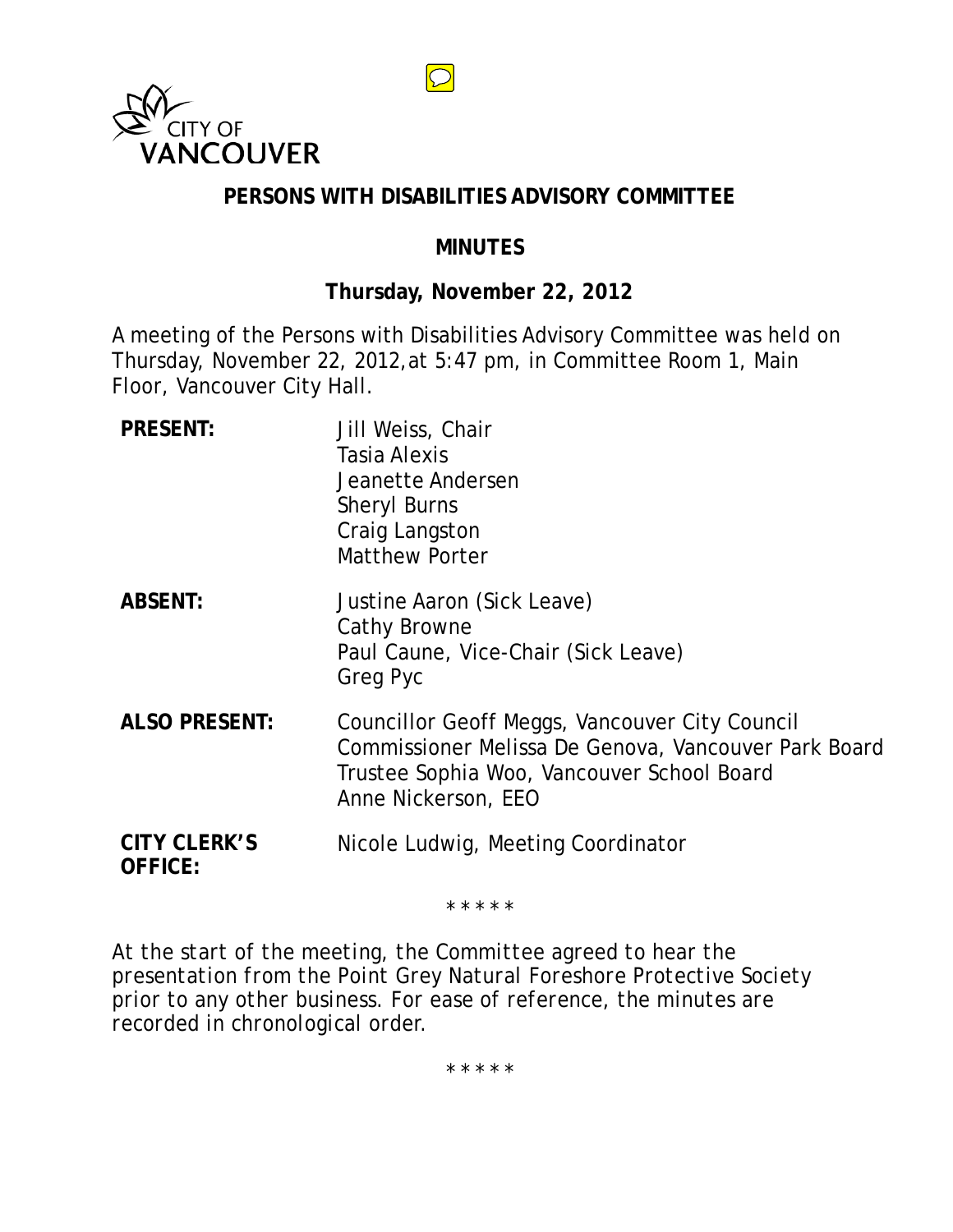CITY OF VANCOUVER

## PERSONS WITH DISABILITIES ADVISORY COMMITTEE

## MINUTES

### Thursday, November 22, 2012

A meeting of the Persons with Disabilities Advisory Committee was held on Thursday, November 22, 2012,at 5:47 pm, in Committee Room 1, Main Floor, Vancouver City Hall.

| | |
|---|---|
| **PRESENT:** | Jill Weiss, Chair<br>Tasia Alexis<br>Jeanette Andersen<br>Sheryl Burns<br>Craig Langston<br>Matthew Porter |
| **ABSENT:** | Justine Aaron (Sick Leave)<br>Cathy Browne<br>Paul Caune, Vice-Chair (Sick Leave)<br>Greg Pyc |
| **ALSO PRESENT:** | Councillor Geoff Meggs, Vancouver City Council<br>Commissioner Melissa De Genova, Vancouver Park Board<br>Trustee Sophia Woo, Vancouver School Board<br>Anne Nickerson, EEO |
| **CITY CLERK'S OFFICE:** | Nicole Ludwig, Meeting Coordinator |

\* \* \* \* \*

*At the start of the meeting, the Committee agreed to hear the presentation from the Point Grey Natural Foreshore Protective Society prior to any other business. For ease of reference, the minutes are recorded in chronological order.*

\* \* \* \* \*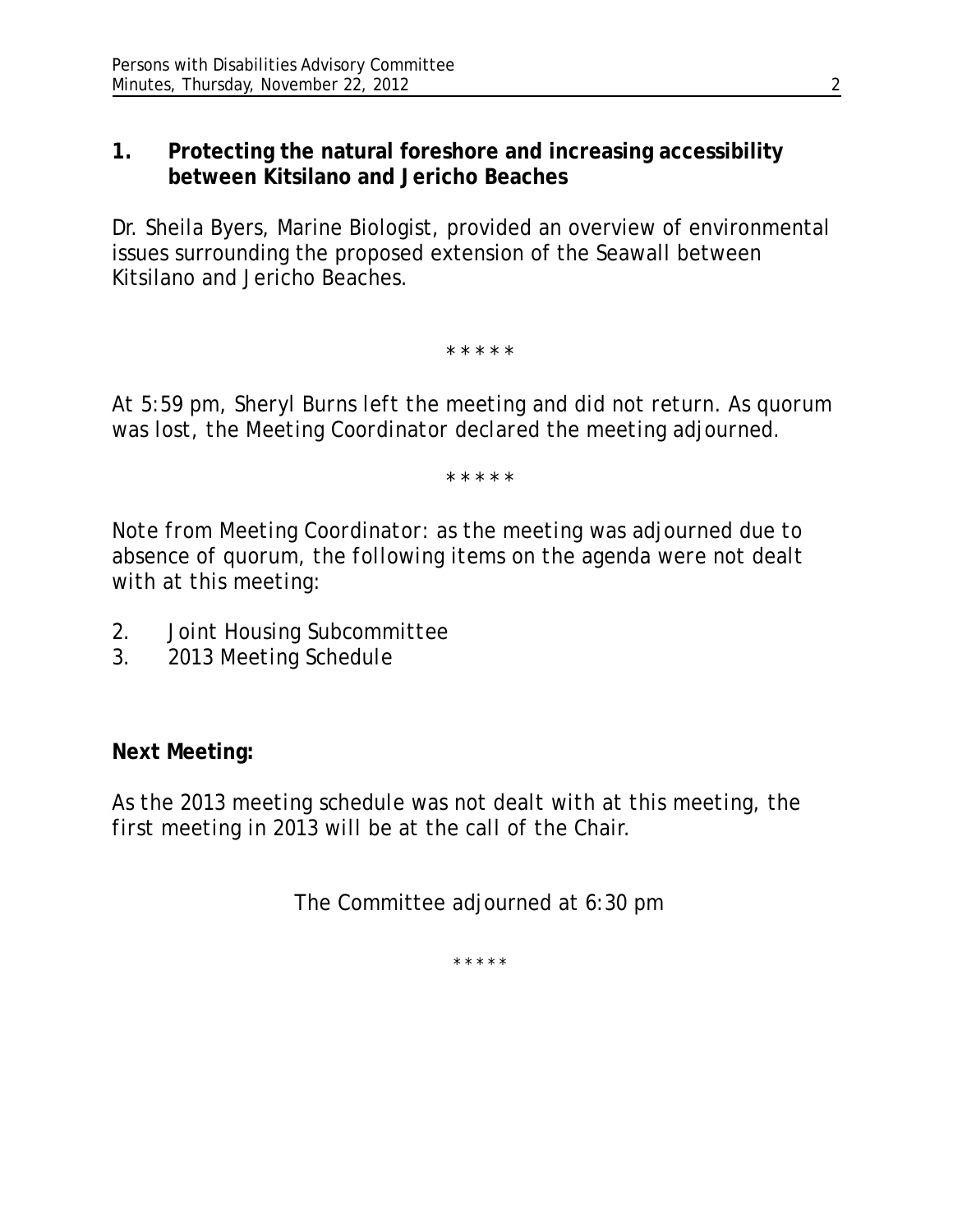## 1. Protecting the natural foreshore and increasing accessibility between Kitsilano and Jericho Beaches

Dr. Sheila Byers, Marine Biologist, provided an overview of environmental issues surrounding the proposed extension of the Seawall between Kitsilano and Jericho Beaches.

\* \* \* \* \*

*At 5:59 pm, Sheryl Burns left the meeting and did not return. As quorum was lost, the Meeting Coordinator declared the meeting adjourned.*

\* \* \* \* \*

*Note from Meeting Coordinator: as the meeting was adjourned due to absence of quorum, the following items on the agenda were not dealt with at this meeting:*

2. *Joint Housing Subcommittee*
3. *2013 Meeting Schedule*

**Next Meeting:**

*As the 2013 meeting schedule was not dealt with at this meeting, the first meeting in 2013 will be at the call of the Chair.*

The Committee adjourned at 6:30 pm

\* \* \* \* \*